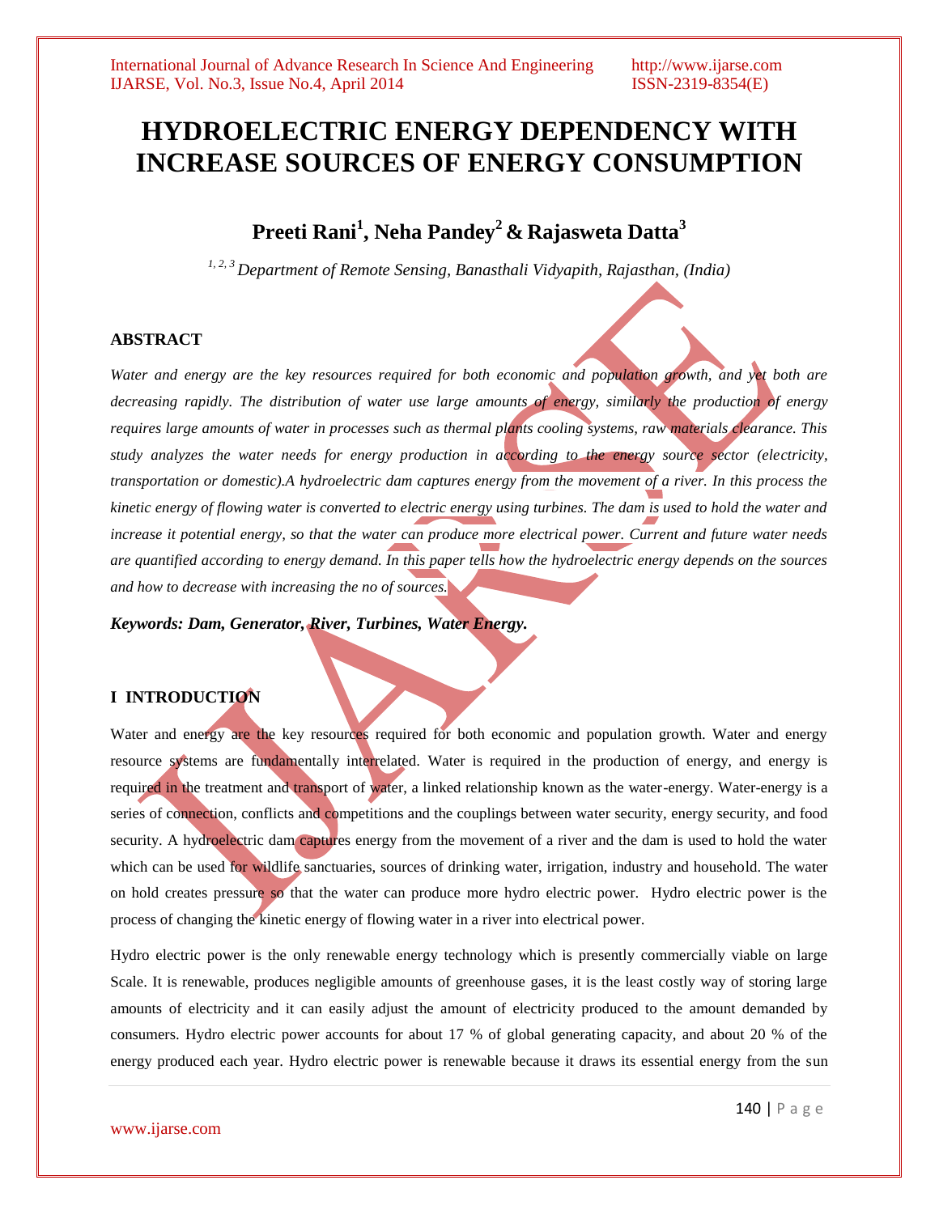# HYDROELECTRIC ENERGY DEPENDENCY WITH INCREASE SOURCES OF ENERGY CONSUMPTION

## Preeti Rani[1], Neha Pandey[2] & Rajasweta Datta[3]

*[1, 2, 3] Department of Remote Sensing, Banasthali Vidyapith, Rajasthan, (India)*

### ABSTRACT

*Water and energy are the key resources required for both economic and population growth, and yet both are decreasing rapidly. The distribution of water use large amounts of energy, similarly the production of energy requires large amounts of water in processes such as thermal plants cooling systems, raw materials clearance. This study analyzes the water needs for energy production in according to the energy source sector (electricity, transportation or domestic).A hydroelectric dam captures energy from the movement of a river. In this process the kinetic energy of flowing water is converted to electric energy using turbines. The dam is used to hold the water and increase it potential energy, so that the water can produce more electrical power. Current and future water needs are quantified according to energy demand. In this paper tells how the hydroelectric energy depends on the sources and how to decrease with increasing the no of sources.*

***Keywords: Dam, Generator, River, Turbines, Water Energy.***

### I INTRODUCTION

Water and energy are the key resources required for both economic and population growth. Water and energy resource systems are fundamentally interrelated. Water is required in the production of energy, and energy is required in the treatment and transport of water, a linked relationship known as the water-energy. Water-energy is a series of connection, conflicts and competitions and the couplings between water security, energy security, and food security. A hydroelectric dam captures energy from the movement of a river and the dam is used to hold the water which can be used for wildlife sanctuaries, sources of drinking water, irrigation, industry and household. The water on hold creates pressure so that the water can produce more hydro electric power. Hydro electric power is the process of changing the kinetic energy of flowing water in a river into electrical power.

Hydro electric power is the only renewable energy technology which is presently commercially viable on large Scale. It is renewable, produces negligible amounts of greenhouse gases, it is the least costly way of storing large amounts of electricity and it can easily adjust the amount of electricity produced to the amount demanded by consumers. Hydro electric power accounts for about 17 % of global generating capacity, and about 20 % of the energy produced each year. Hydro electric power is renewable because it draws its essential energy from the sun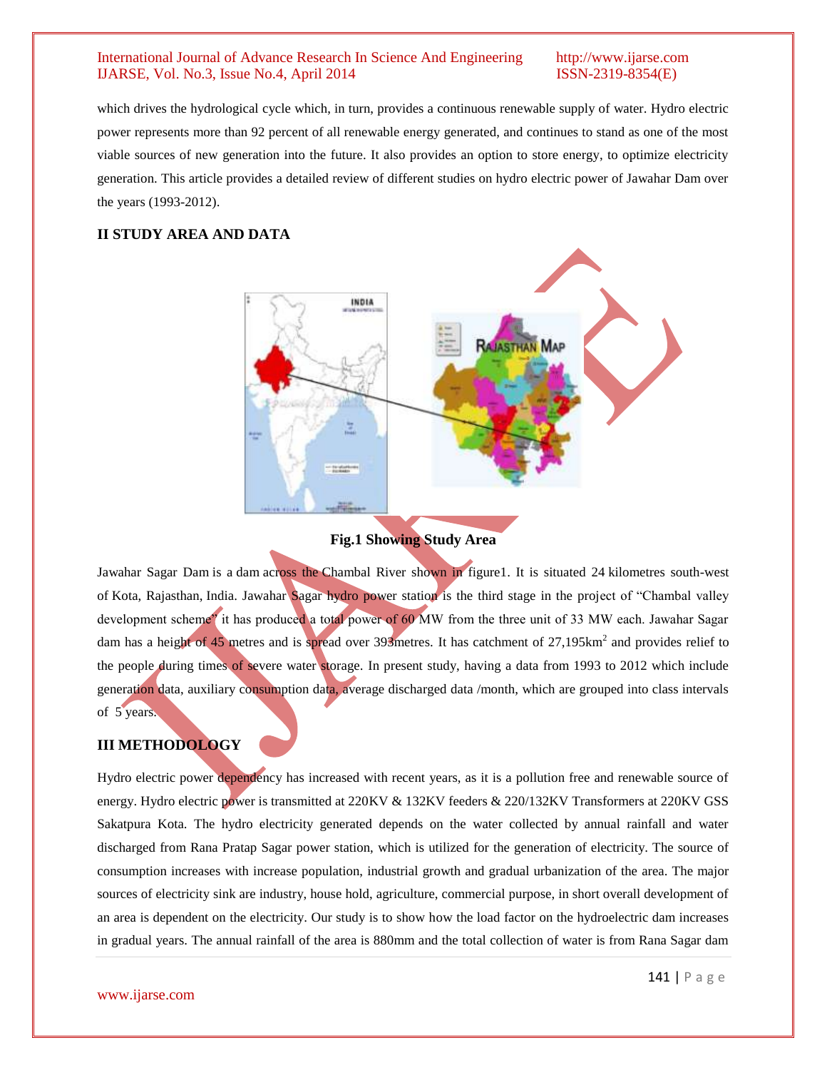which drives the hydrological cycle which, in turn, provides a continuous renewable supply of water. Hydro electric power represents more than 92 percent of all renewable energy generated, and continues to stand as one of the most viable sources of new generation into the future. It also provides an option to store energy, to optimize electricity generation. This article provides a detailed review of different studies on hydro electric power of Jawahar Dam over the years (1993-2012).

## II STUDY AREA AND DATA

**Fig.1 Showing Study Area**

Jawahar Sagar Dam is a dam across the Chambal River shown in figure1. It is situated 24 kilometres south-west of Kota, Rajasthan, India. Jawahar Sagar hydro power station is the third stage in the project of "Chambal valley development scheme" it has produced a total power of 60 MW from the three unit of 33 MW each. Jawahar Sagar dam has a height of 45 metres and is spread over 393metres. It has catchment of 27,195km$^2$ and provides relief to the people during times of severe water storage. In present study, having a data from 1993 to 2012 which include generation data, auxiliary consumption data, average discharged data /month, which are grouped into class intervals of 5 years.

## III METHODOLOGY

Hydro electric power dependency has increased with recent years, as it is a pollution free and renewable source of energy. Hydro electric power is transmitted at 220KV & 132KV feeders & 220/132KV Transformers at 220KV GSS Sakatpura Kota. The hydro electricity generated depends on the water collected by annual rainfall and water discharged from Rana Pratap Sagar power station, which is utilized for the generation of electricity. The source of consumption increases with increase population, industrial growth and gradual urbanization of the area. The major sources of electricity sink are industry, house hold, agriculture, commercial purpose, in short overall development of an area is dependent on the electricity. Our study is to show how the load factor on the hydroelectric dam increases in gradual years. The annual rainfall of the area is 880mm and the total collection of water is from Rana Sagar dam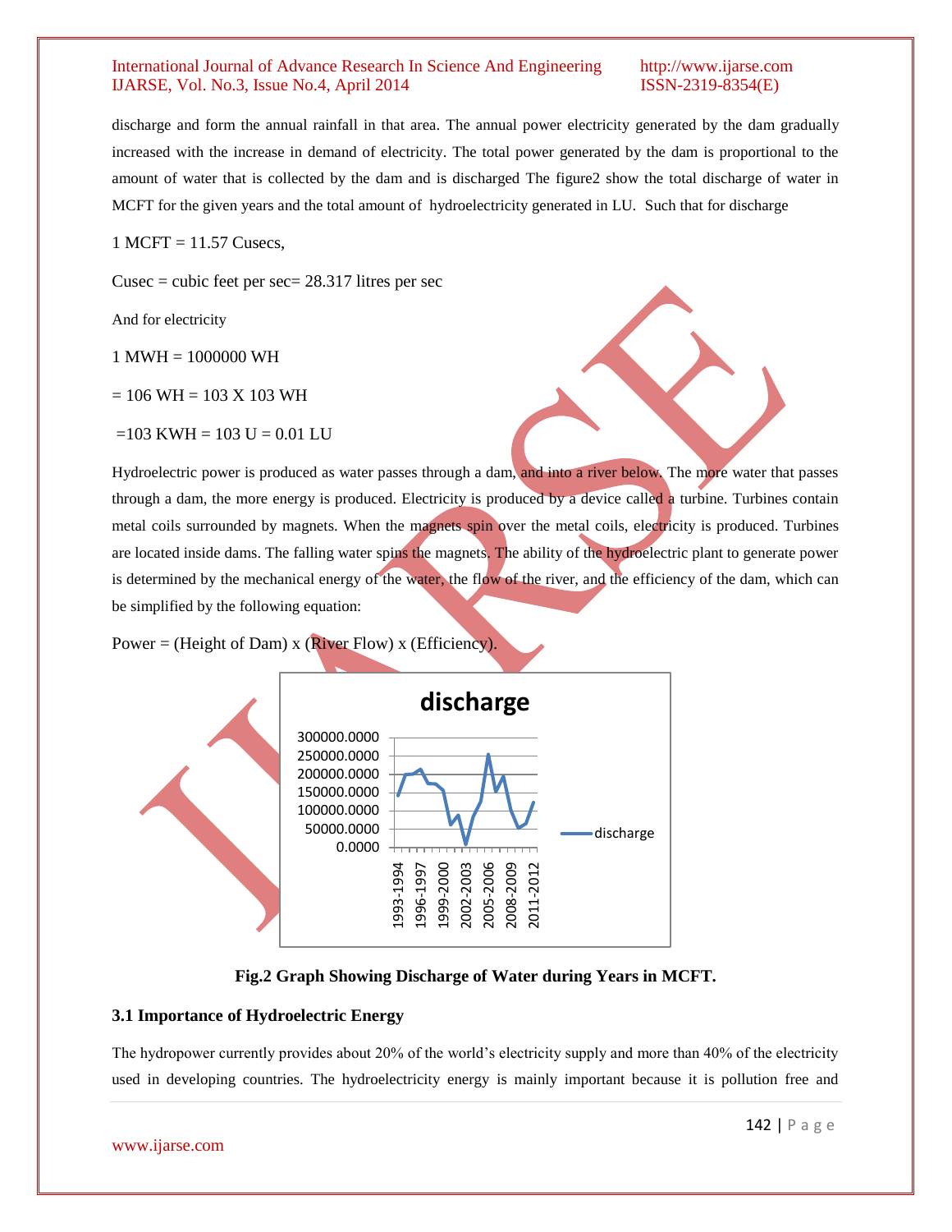discharge and form the annual rainfall in that area. The annual power electricity generated by the dam gradually increased with the increase in demand of electricity. The total power generated by the dam is proportional to the amount of water that is collected by the dam and is discharged The figure2 show the total discharge of water in MCFT for the given years and the total amount of hydroelectricity generated in LU. Such that for discharge

1 MCFT = 11.57 Cusecs,

Cusec = cubic feet per sec= 28.317 litres per sec

And for electricity

1 MWH = 1000000 WH

= 106 WH = 103 X 103 WH

=103 KWH = 103 U = 0.01 LU

Hydroelectric power is produced as water passes through a dam, and into a river below. The more water that passes through a dam, the more energy is produced. Electricity is produced by a device called a turbine. Turbines contain metal coils surrounded by magnets. When the magnets spin over the metal coils, electricity is produced. Turbines are located inside dams. The falling water spins the magnets. The ability of the hydroelectric plant to generate power is determined by the mechanical energy of the water, the flow of the river, and the efficiency of the dam, which can be simplified by the following equation:

Power = (Height of Dam) x (River Flow) x (Efficiency).

**Fig.2 Graph Showing Discharge of Water during Years in MCFT.**

### 3.1 Importance of Hydroelectric Energy

The hydropower currently provides about 20% of the world's electricity supply and more than 40% of the electricity used in developing countries. The hydroelectricity energy is mainly important because it is pollution free and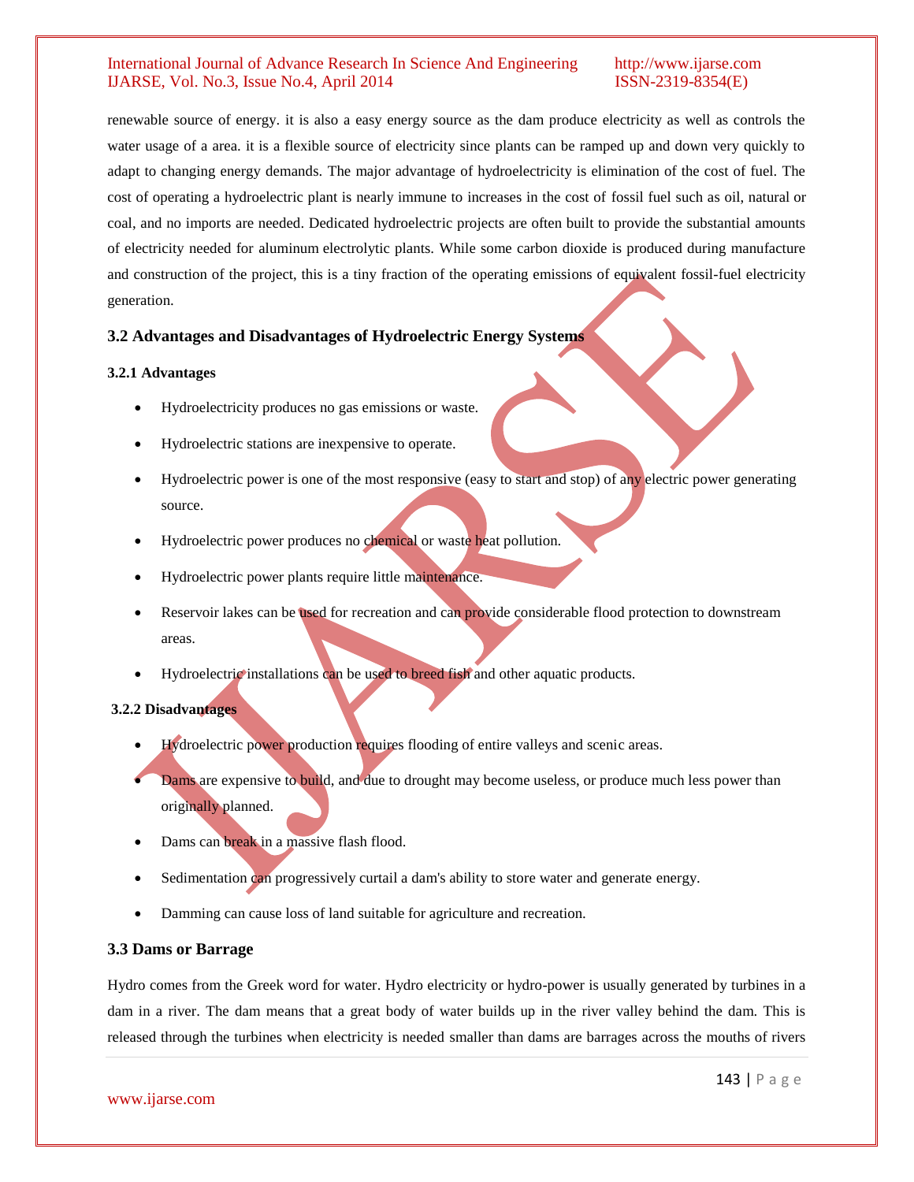renewable source of energy. it is also a easy energy source as the dam produce electricity as well as controls the water usage of a area. it is a flexible source of electricity since plants can be ramped up and down very quickly to adapt to changing energy demands. The major advantage of hydroelectricity is elimination of the cost of fuel. The cost of operating a hydroelectric plant is nearly immune to increases in the cost of fossil fuel such as oil, natural or coal, and no imports are needed. Dedicated hydroelectric projects are often built to provide the substantial amounts of electricity needed for aluminum electrolytic plants. While some carbon dioxide is produced during manufacture and construction of the project, this is a tiny fraction of the operating emissions of equivalent fossil-fuel electricity generation.

### 3.2 Advantages and Disadvantages of Hydroelectric Energy Systems

#### 3.2.1 Advantages

- Hydroelectricity produces no gas emissions or waste.
- Hydroelectric stations are inexpensive to operate.
- Hydroelectric power is one of the most responsive (easy to start and stop) of any electric power generating source.
- Hydroelectric power produces no chemical or waste heat pollution.
- Hydroelectric power plants require little maintenance.
- Reservoir lakes can be used for recreation and can provide considerable flood protection to downstream areas.
- Hydroelectric installations can be used to breed fish and other aquatic products.

#### 3.2.2 Disadvantages

- Hydroelectric power production requires flooding of entire valleys and scenic areas.
- Dams are expensive to build, and due to drought may become useless, or produce much less power than originally planned.
- Dams can break in a massive flash flood.
- Sedimentation can progressively curtail a dam's ability to store water and generate energy.
- Damming can cause loss of land suitable for agriculture and recreation.

### 3.3 Dams or Barrage

Hydro comes from the Greek word for water. Hydro electricity or hydro-power is usually generated by turbines in a dam in a river. The dam means that a great body of water builds up in the river valley behind the dam. This is released through the turbines when electricity is needed smaller than dams are barrages across the mouths of rivers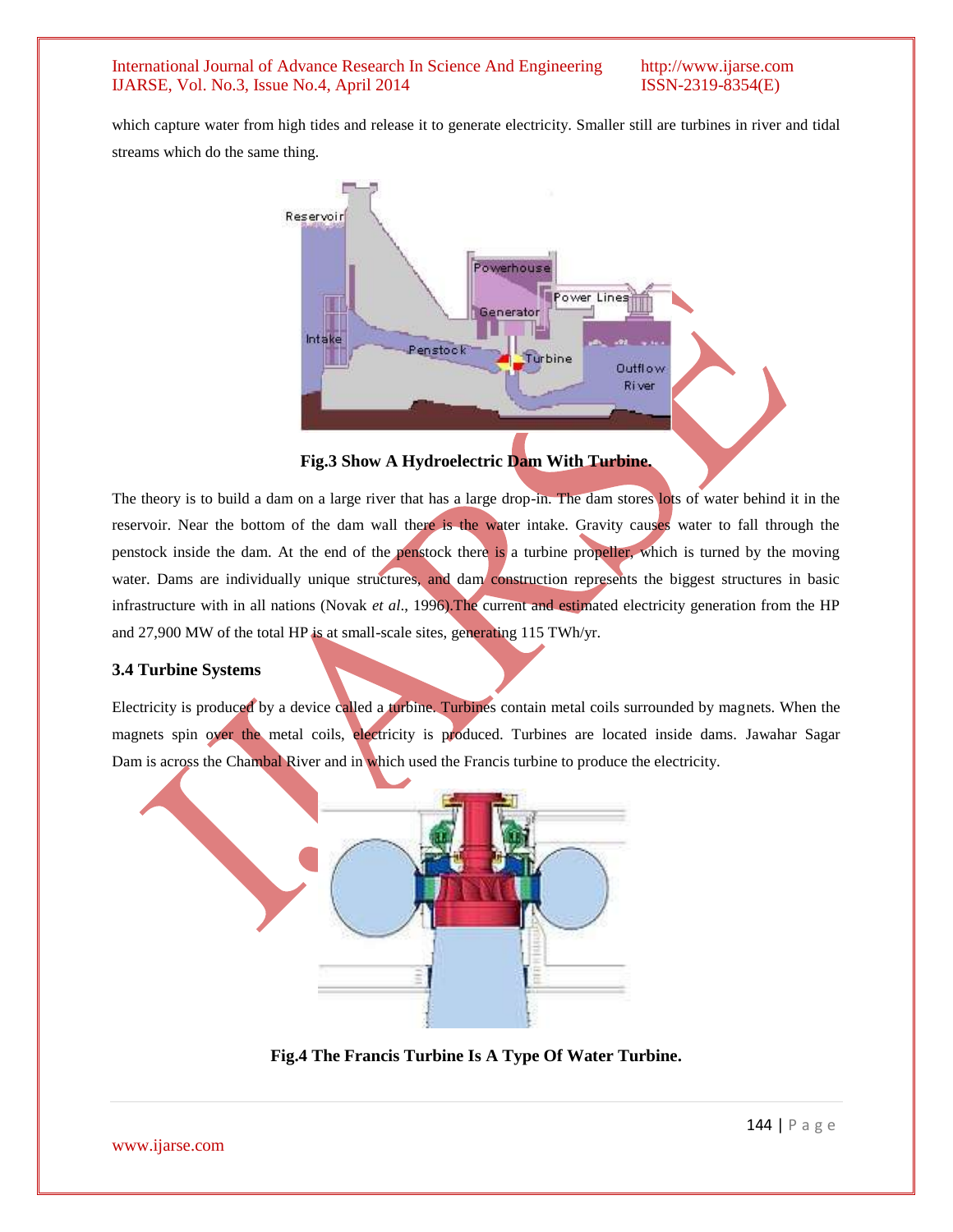which capture water from high tides and release it to generate electricity. Smaller still are turbines in river and tidal streams which do the same thing.

**Fig.3 Show A Hydroelectric Dam With Turbine.**

The theory is to build a dam on a large river that has a large drop-in. The dam stores lots of water behind it in the reservoir. Near the bottom of the dam wall there is the water intake. Gravity causes water to fall through the penstock inside the dam. At the end of the penstock there is a turbine propeller, which is turned by the moving water. Dams are individually unique structures, and dam construction represents the biggest structures in basic infrastructure with in all nations (Novak *et al*., 1996).The current and estimated electricity generation from the HP and 27,900 MW of the total HP is at small-scale sites, generating 115 TWh/yr.

### 3.4 Turbine Systems

Electricity is produced by a device called a turbine. Turbines contain metal coils surrounded by magnets. When the magnets spin over the metal coils, electricity is produced. Turbines are located inside dams. Jawahar Sagar Dam is across the Chambal River and in which used the Francis turbine to produce the electricity.

**Fig.4 The Francis Turbine Is A Type Of Water Turbine.**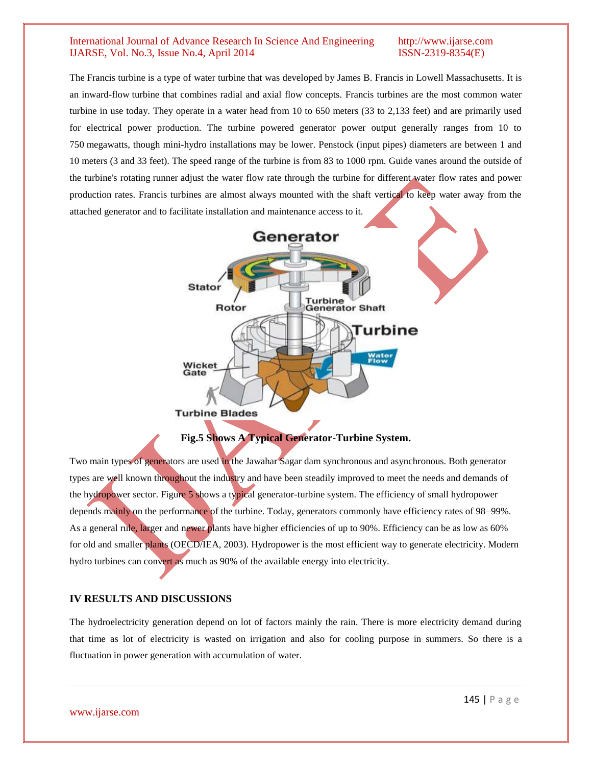The Francis turbine is a type of water turbine that was developed by James B. Francis in Lowell Massachusetts. It is an inward-flow turbine that combines radial and axial flow concepts. Francis turbines are the most common water turbine in use today. They operate in a water head from 10 to 650 meters (33 to 2,133 feet) and are primarily used for electrical power production. The turbine powered generator power output generally ranges from 10 to 750 megawatts, though mini-hydro installations may be lower. Penstock (input pipes) diameters are between 1 and 10 meters (3 and 33 feet). The speed range of the turbine is from 83 to 1000 rpm. Guide vanes around the outside of the turbine's rotating runner adjust the water flow rate through the turbine for different water flow rates and power production rates. Francis turbines are almost always mounted with the shaft vertical to keep water away from the attached generator and to facilitate installation and maintenance access to it.

**Fig.5 Shows A Typical Generator-Turbine System.**

Two main types of generators are used in the Jawahar Sagar dam synchronous and asynchronous. Both generator types are well known throughout the industry and have been steadily improved to meet the needs and demands of the hydropower sector. Figure 5 shows a typical generator-turbine system. The efficiency of small hydropower depends mainly on the performance of the turbine. Today, generators commonly have efficiency rates of 98–99%. As a general rule, larger and newer plants have higher efficiencies of up to 90%. Efficiency can be as low as 60% for old and smaller plants (OECD/IEA, 2003). Hydropower is the most efficient way to generate electricity. Modern hydro turbines can convert as much as 90% of the available energy into electricity.

## IV RESULTS AND DISCUSSIONS

The hydroelectricity generation depend on lot of factors mainly the rain. There is more electricity demand during that time as lot of electricity is wasted on irrigation and also for cooling purpose in summers. So there is a fluctuation in power generation with accumulation of water.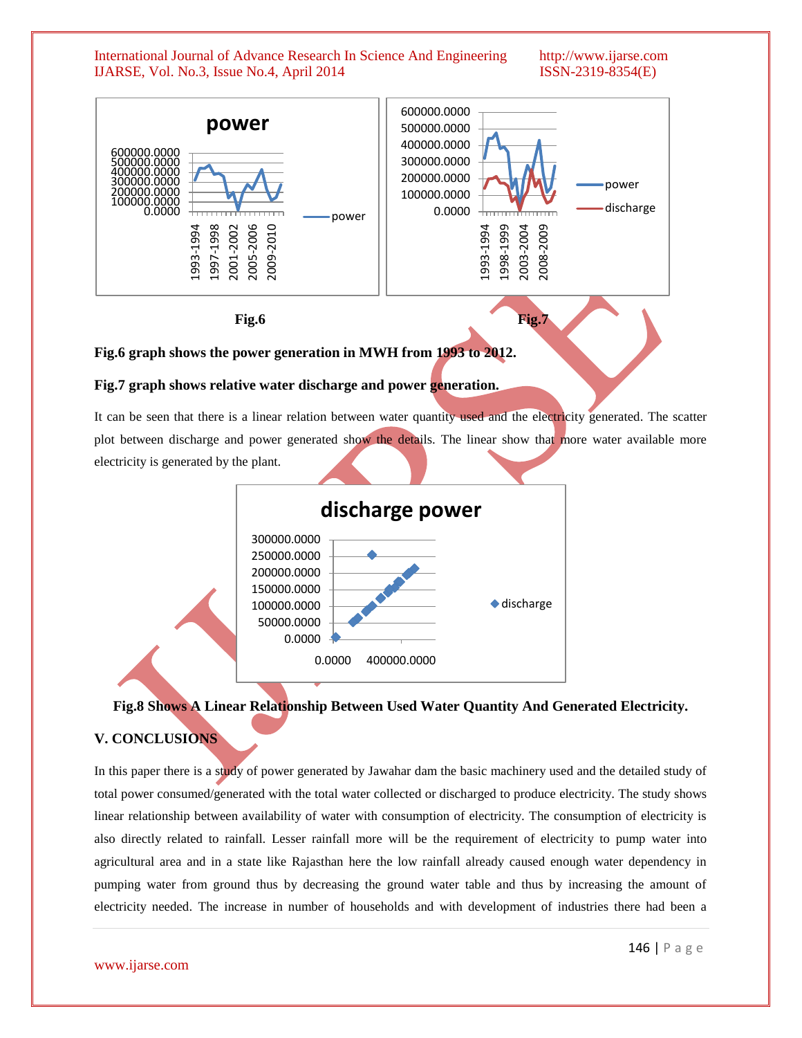Fig.6

Fig.7

**Fig.6 graph shows the power generation in MWH from 1993 to 2012.**

**Fig.7 graph shows relative water discharge and power generation.**

It can be seen that there is a linear relation between water quantity used and the electricity generated. The scatter plot between discharge and power generated show the details. The linear show that more water available more electricity is generated by the plant.

**Fig.8 Shows A Linear Relationship Between Used Water Quantity And Generated Electricity.**

## V. CONCLUSIONS

In this paper there is a study of power generated by Jawahar dam the basic machinery used and the detailed study of total power consumed/generated with the total water collected or discharged to produce electricity. The study shows linear relationship between availability of water with consumption of electricity. The consumption of electricity is also directly related to rainfall. Lesser rainfall more will be the requirement of electricity to pump water into agricultural area and in a state like Rajasthan here the low rainfall already caused enough water dependency in pumping water from ground thus by decreasing the ground water table and thus by increasing the amount of electricity needed. The increase in number of households and with development of industries there had been a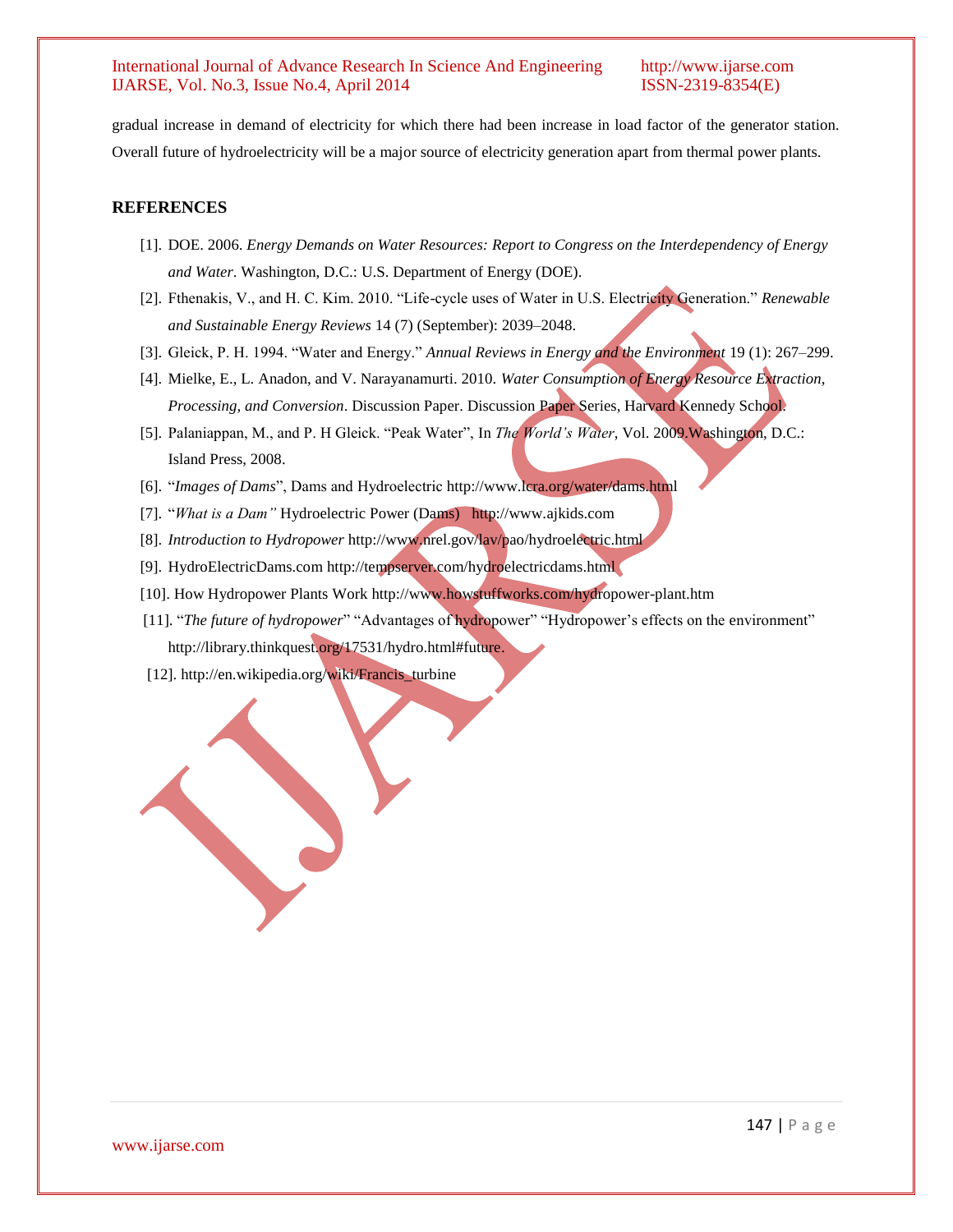gradual increase in demand of electricity for which there had been increase in load factor of the generator station. Overall future of hydroelectricity will be a major source of electricity generation apart from thermal power plants.

## REFERENCES

[1]. DOE. 2006. *Energy Demands on Water Resources: Report to Congress on the Interdependency of Energy and Water*. Washington, D.C.: U.S. Department of Energy (DOE).

[2]. Fthenakis, V., and H. C. Kim. 2010. "Life-cycle uses of Water in U.S. Electricity Generation." *Renewable and Sustainable Energy Reviews* 14 (7) (September): 2039–2048.

[3]. Gleick, P. H. 1994. "Water and Energy." *Annual Reviews in Energy and the Environment* 19 (1): 267–299.

[4]. Mielke, E., L. Anadon, and V. Narayanamurti. 2010. *Water Consumption of Energy Resource Extraction, Processing, and Conversion*. Discussion Paper. Discussion Paper Series, Harvard Kennedy School.

[5]. Palaniappan, M., and P. H Gleick. "Peak Water", In *The World's Water*, Vol. 2009.Washington, D.C.: Island Press, 2008.

[6]. "*Images of Dams*", Dams and Hydroelectric http://www.lcra.org/water/dams.html

[7]. "*What is a Dam"* Hydroelectric Power (Dams) http://www.ajkids.com

[8]. *Introduction to Hydropower* http://www.nrel.gov/lav/pao/hydroelectric.html

[9]. HydroElectricDams.com http://tempserver.com/hydroelectricdams.html

[10]. How Hydropower Plants Work http://www.howstuffworks.com/hydropower-plant.htm

[11]. "*The future of hydropower*" "Advantages of hydropower" "Hydropower's effects on the environment" http://library.thinkquest.org/17531/hydro.html#future.

[12]. http://en.wikipedia.org/wiki/Francis_turbine